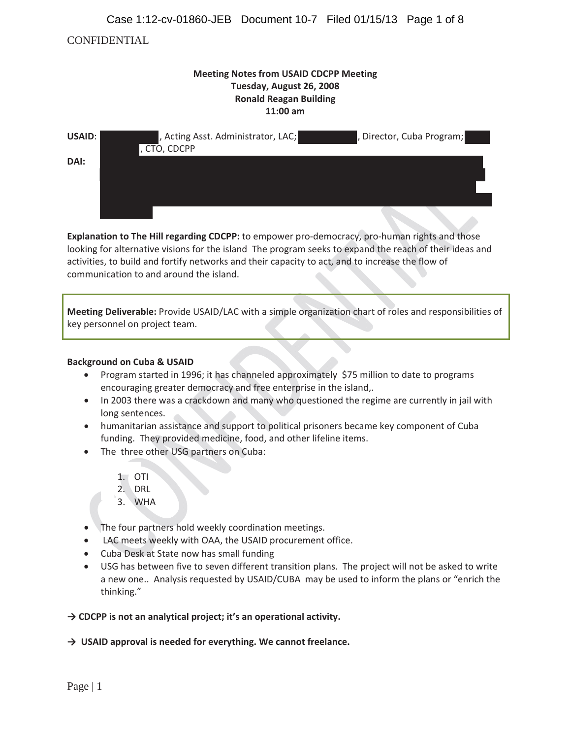CONFIDENTIAL

**Meeting Notes from USAID CDCPP Meeting**
**Tuesday, August 26, 2008**
**Ronald Reagan Building**
**11:00 am**

**USAID**: , Acting Asst. Administrator, LAC; , Director, Cuba Program; , CTO, CDCPP

**DAI:**

**Explanation to The Hill regarding CDCPP:** to empower pro-democracy, pro-human rights and those looking for alternative visions for the island The program seeks to expand the reach of their ideas and activities, to build and fortify networks and their capacity to act, and to increase the flow of communication to and around the island.

**Meeting Deliverable:** Provide USAID/LAC with a simple organization chart of roles and responsibilities of key personnel on project team.

**Background on Cuba & USAID**

- Program started in 1996; it has channeled approximately $75 million to date to programs encouraging greater democracy and free enterprise in the island,.
- In 2003 there was a crackdown and many who questioned the regime are currently in jail with long sentences.
- humanitarian assistance and support to political prisoners became key component of Cuba funding. They provided medicine, food, and other lifeline items.
- The three other USG partners on Cuba:

    1. OTI
    2. DRL
    3. WHA

- The four partners hold weekly coordination meetings.
- LAC meets weekly with OAA, the USAID procurement office.
- Cuba Desk at State now has small funding
- USG has between five to seven different transition plans. The project will not be asked to write a new one.. Analysis requested by USAID/CUBA may be used to inform the plans or "enrich the thinking."

**→ CDCPP is not an analytical project; it's an operational activity.**

**→ USAID approval is needed for everything. We cannot freelance.**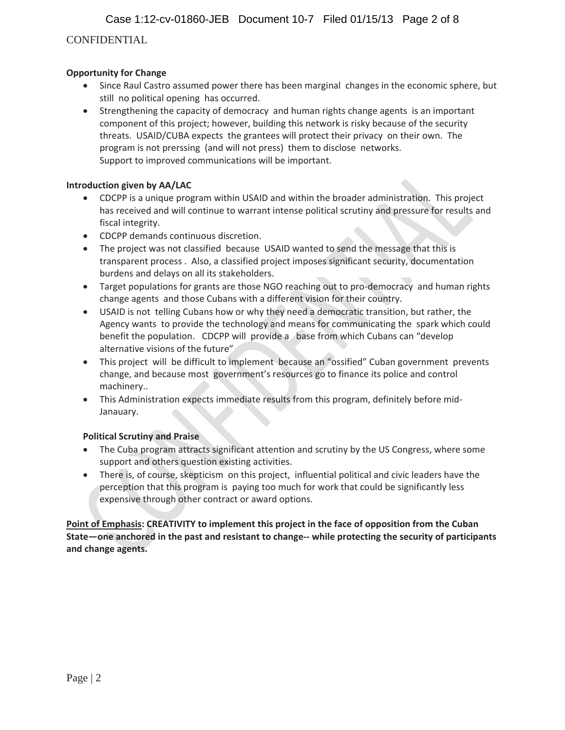CONFIDENTIAL

**Opportunity for Change**

- Since Raul Castro assumed power there has been marginal changes in the economic sphere, but still no political opening has occurred.
- Strengthening the capacity of democracy and human rights change agents is an important component of this project; however, building this network is risky because of the security threats. USAID/CUBA expects the grantees will protect their privacy on their own. The program is not prerssing (and will not press) them to disclose networks. Support to improved communications will be important.

**Introduction given by AA/LAC**

- CDCPP is a unique program within USAID and within the broader administration. This project has received and will continue to warrant intense political scrutiny and pressure for results and fiscal integrity.
- CDCPP demands continuous discretion.
- The project was not classified because USAID wanted to send the message that this is transparent process . Also, a classified project imposes significant security, documentation burdens and delays on all its stakeholders.
- Target populations for grants are those NGO reaching out to pro-democracy and human rights change agents and those Cubans with a different vision for their country.
- USAID is not telling Cubans how or why they need a democratic transition, but rather, the Agency wants to provide the technology and means for communicating the spark which could benefit the population. CDCPP will provide a base from which Cubans can "develop alternative visions of the future"
- This project will be difficult to implement because an "ossified" Cuban government prevents change, and because most government's resources go to finance its police and control machinery..
- This Administration expects immediate results from this program, definitely before mid-Janauary.

**Political Scrutiny and Praise**

- The Cuba program attracts significant attention and scrutiny by the US Congress, where some support and others question existing activities.
- There is, of course, skepticism on this project, influential political and civic leaders have the perception that this program is paying too much for work that could be significantly less expensive through other contract or award options.

**<u>Point of Emphasis</u>: CREATIVITY to implement this project in the face of opposition from the Cuban State—one anchored in the past and resistant to change-- while protecting the security of participants and change agents.**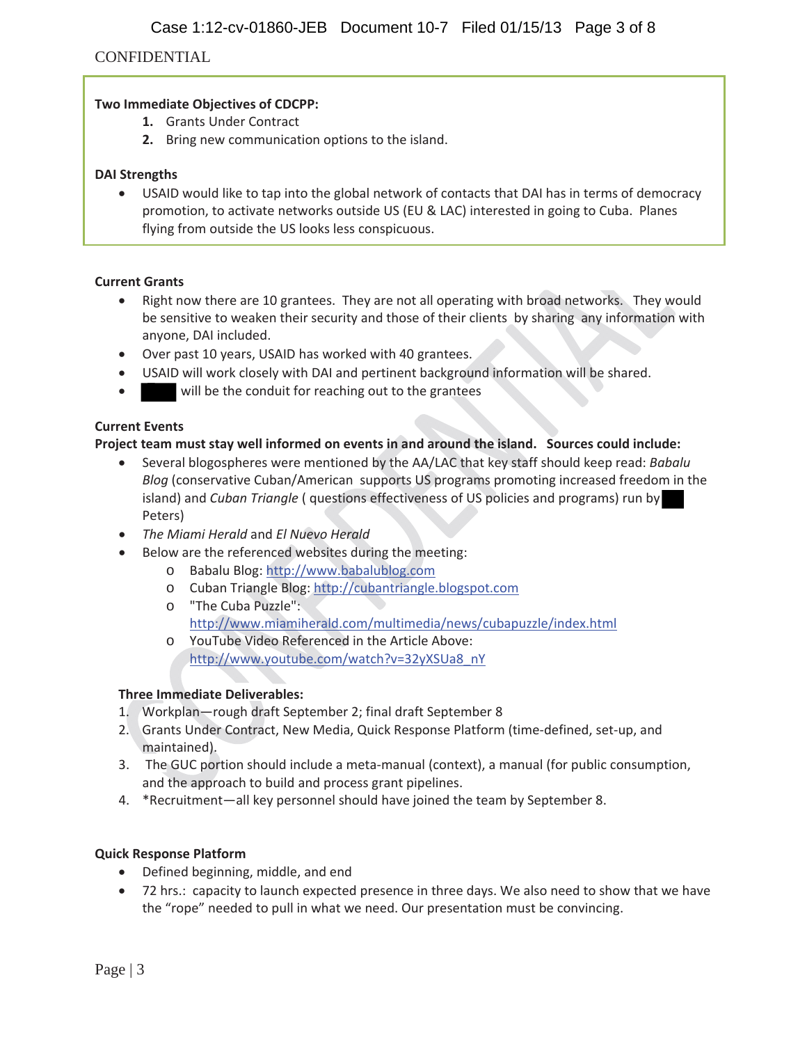CONFIDENTIAL

**Two Immediate Objectives of CDCPP:**

1. Grants Under Contract
2. Bring new communication options to the island.

**DAI Strengths**

- USAID would like to tap into the global network of contacts that DAI has in terms of democracy promotion, to activate networks outside US (EU & LAC) interested in going to Cuba. Planes flying from outside the US looks less conspicuous.

**Current Grants**

- Right now there are 10 grantees. They are not all operating with broad networks. They would be sensitive to weaken their security and those of their clients by sharing any information with anyone, DAI included.
- Over past 10 years, USAID has worked with 40 grantees.
- USAID will work closely with DAI and pertinent background information will be shared.
- ████ will be the conduit for reaching out to the grantees

**Current Events**

**Project team must stay well informed on events in and around the island. Sources could include:**

- Several blogospheres were mentioned by the AA/LAC that key staff should keep read: *Babalu Blog* (conservative Cuban/American supports US programs promoting increased freedom in the island) and *Cuban Triangle* ( questions effectiveness of US policies and programs) run by ██ Peters)
- *The Miami Herald* and *El Nuevo Herald*
- Below are the referenced websites during the meeting:
  - Babalu Blog: http://www.babalublog.com
  - Cuban Triangle Blog: http://cubantriangle.blogspot.com
  - "The Cuba Puzzle": http://www.miamiherald.com/multimedia/news/cubapuzzle/index.html
  - YouTube Video Referenced in the Article Above: http://www.youtube.com/watch?v=32yXSUa8_nY

**Three Immediate Deliverables:**

1. Workplan—rough draft September 2; final draft September 8
2. Grants Under Contract, New Media, Quick Response Platform (time-defined, set-up, and maintained).
3. The GUC portion should include a meta-manual (context), a manual (for public consumption, and the approach to build and process grant pipelines.
4. *Recruitment—all key personnel should have joined the team by September 8.

**Quick Response Platform**

- Defined beginning, middle, and end
- 72 hrs.: capacity to launch expected presence in three days. We also need to show that we have the "rope" needed to pull in what we need. Our presentation must be convincing.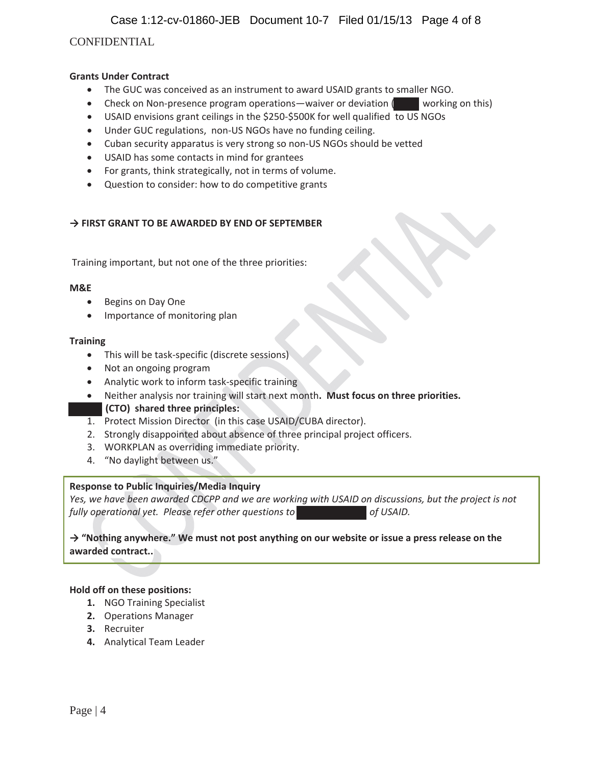CONFIDENTIAL

**Grants Under Contract**

- The GUC was conceived as an instrument to award USAID grants to smaller NGO.
- Check on Non-presence program operations—waiver or deviation (████ working on this)
- USAID envisions grant ceilings in the $250-$500K for well qualified to US NGOs
- Under GUC regulations, non-US NGOs have no funding ceiling.
- Cuban security apparatus is very strong so non-US NGOs should be vetted
- USAID has some contacts in mind for grantees
- For grants, think strategically, not in terms of volume.
- Question to consider: how to do competitive grants

**→ FIRST GRANT TO BE AWARDED BY END OF SEPTEMBER**

Training important, but not one of the three priorities:

**M&E**

- Begins on Day One
- Importance of monitoring plan

**Training**

- This will be task-specific (discrete sessions)
- Not an ongoing program
- Analytic work to inform task-specific training
- Neither analysis nor training will start next month. **Must focus on three priorities.**

████ **(CTO) shared three principles:**

1. Protect Mission Director (in this case USAID/CUBA director).
2. Strongly disappointed about absence of three principal project officers.
3. WORKPLAN as overriding immediate priority.
4. "No daylight between us."

**Response to Public Inquiries/Media Inquiry**

*Yes, we have been awarded CDCPP and we are working with USAID on discussions, but the project is not fully operational yet. Please refer other questions to ████████ of USAID.*

**→ "Nothing anywhere." We must not post anything on our website or issue a press release on the awarded contract..**

**Hold off on these positions:**

1. NGO Training Specialist
2. Operations Manager
3. Recruiter
4. Analytical Team Leader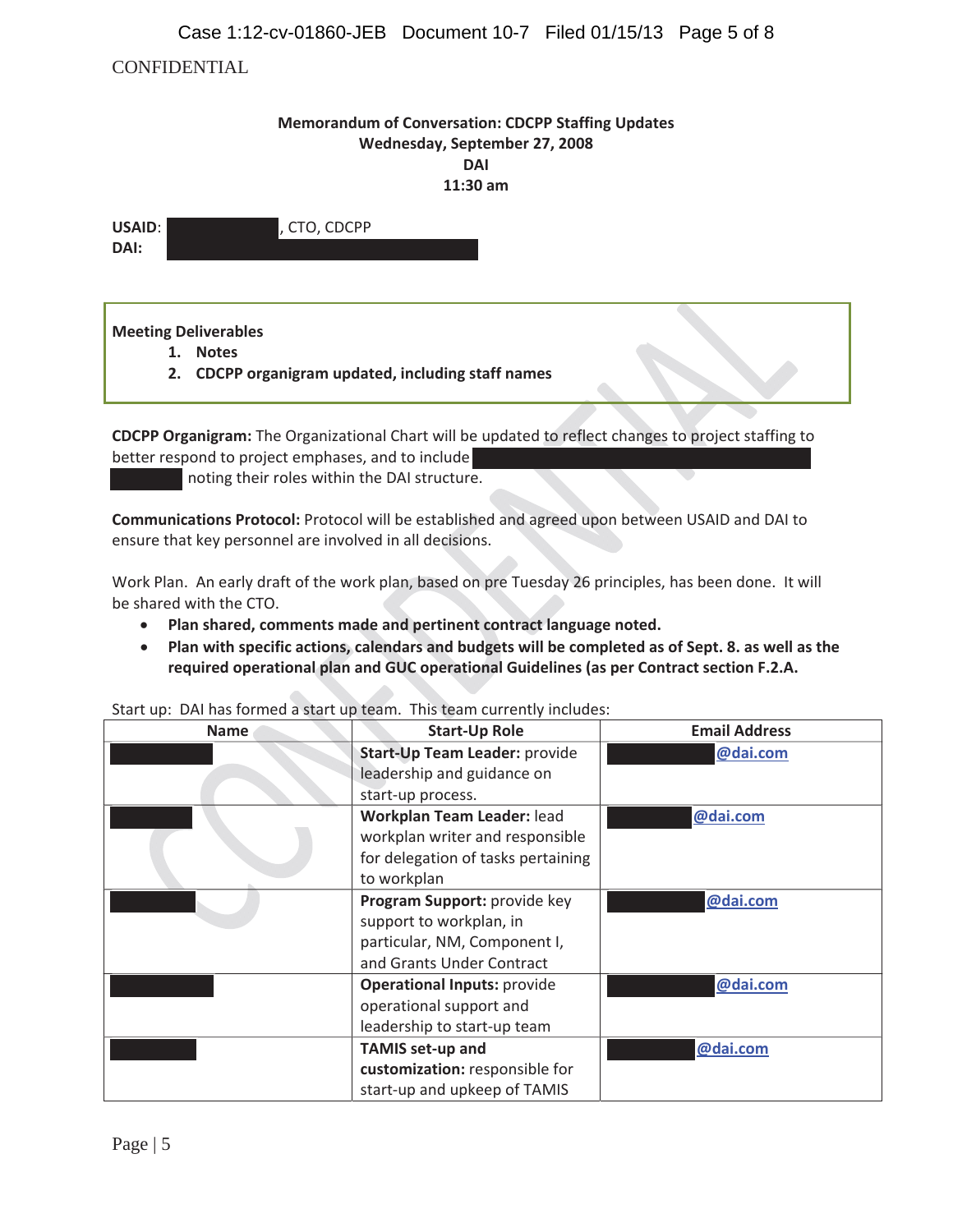CONFIDENTIAL

**Memorandum of Conversation: CDCPP Staffing Updates**
**Wednesday, September 27, 2008**
**DAI**
**11:30 am**

**USAID**: , CTO, CDCPP
**DAI:**

**Meeting Deliverables**

1. **Notes**
2. **CDCPP organigram updated, including staff names**

**CDCPP Organigram:** The Organizational Chart will be updated to reflect changes to project staffing to better respond to project emphases, and to include noting their roles within the DAI structure.

**Communications Protocol:** Protocol will be established and agreed upon between USAID and DAI to ensure that key personnel are involved in all decisions.

Work Plan. An early draft of the work plan, based on pre Tuesday 26 principles, has been done. It will be shared with the CTO.

- **Plan shared, comments made and pertinent contract language noted.**
- **Plan with specific actions, calendars and budgets will be completed as of Sept. 8. as well as the required operational plan and GUC operational Guidelines (as per Contract section F.2.A.**

Start up: DAI has formed a start up team. This team currently includes:

| Name | Start-Up Role | Email Address |
|---|---|---|
| | **Start-Up Team Leader:** provide leadership and guidance on start-up process. | @dai.com |
| | **Workplan Team Leader:** lead workplan writer and responsible for delegation of tasks pertaining to workplan | @dai.com |
| | **Program Support:** provide key support to workplan, in particular, NM, Component I, and Grants Under Contract | @dai.com |
| | **Operational Inputs:** provide operational support and leadership to start-up team | @dai.com |
| | **TAMIS set-up and customization:** responsible for start-up and upkeep of TAMIS | @dai.com |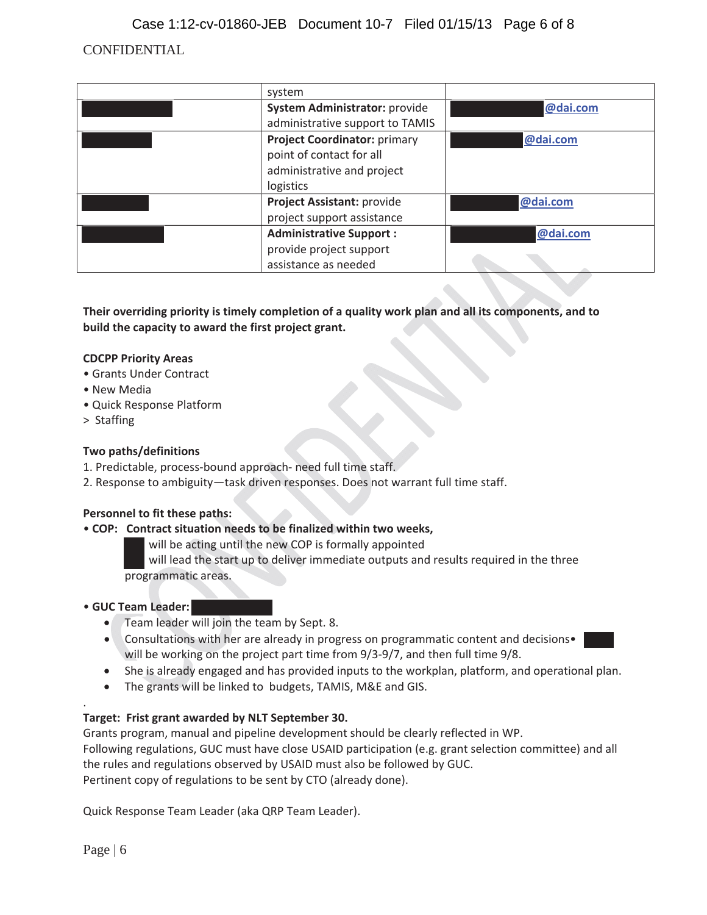CONFIDENTIAL

| | | |
|---|---|---|
| | system | |
| | **System Administrator:** provide administrative support to TAMIS | @dai.com |
| | **Project Coordinator:** primary point of contact for all administrative and project logistics | @dai.com |
| | **Project Assistant:** provide project support assistance | @dai.com |
| | **Administrative Support :** provide project support assistance as needed | @dai.com |

**Their overriding priority is timely completion of a quality work plan and all its components, and to build the capacity to award the first project grant.**

**CDCPP Priority Areas**

- Grants Under Contract
- New Media
- Quick Response Platform

> Staffing

**Two paths/definitions**

1. Predictable, process-bound approach- need full time staff.
2. Response to ambiguity—task driven responses. Does not warrant full time staff.

**Personnel to fit these paths:**

- **COP: Contract situation needs to be finalized within two weeks,**

  will be acting until the new COP is formally appointed
  will lead the start up to deliver immediate outputs and results required in the three programmatic areas.

- **GUC Team Leader:**
  - Team leader will join the team by Sept. 8.
  - Consultations with her are already in progress on programmatic content and decisions• will be working on the project part time from 9/3-9/7, and then full time 9/8.
  - She is already engaged and has provided inputs to the workplan, platform, and operational plan.
  - The grants will be linked to budgets, TAMIS, M&E and GIS.

.

**Target: Frist grant awarded by NLT September 30.**
Grants program, manual and pipeline development should be clearly reflected in WP.
Following regulations, GUC must have close USAID participation (e.g. grant selection committee) and all the rules and regulations observed by USAID must also be followed by GUC.
Pertinent copy of regulations to be sent by CTO (already done).

Quick Response Team Leader (aka QRP Team Leader).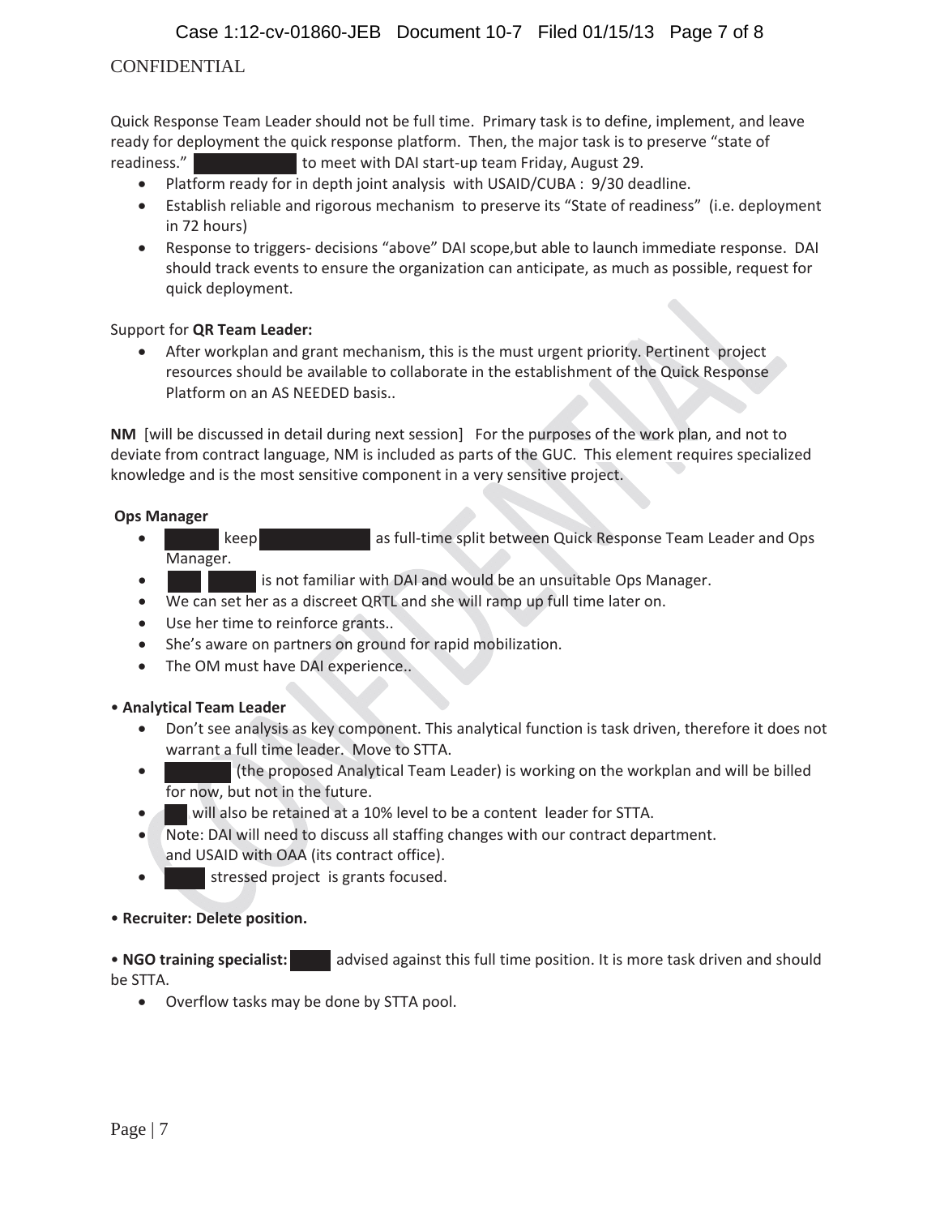CONFIDENTIAL

Quick Response Team Leader should not be full time. Primary task is to define, implement, and leave ready for deployment the quick response platform. Then, the major task is to preserve "state of readiness." ██████████ to meet with DAI start-up team Friday, August 29.

- Platform ready for in depth joint analysis with USAID/CUBA : 9/30 deadline.
- Establish reliable and rigorous mechanism to preserve its "State of readiness" (i.e. deployment in 72 hours)
- Response to triggers- decisions "above" DAI scope,but able to launch immediate response. DAI should track events to ensure the organization can anticipate, as much as possible, request for quick deployment.

Support for **QR Team Leader:**

- After workplan and grant mechanism, this is the must urgent priority. Pertinent project resources should be available to collaborate in the establishment of the Quick Response Platform on an AS NEEDED basis..

**NM** [will be discussed in detail during next session] For the purposes of the work plan, and not to deviate from contract language, NM is included as parts of the GUC. This element requires specialized knowledge and is the most sensitive component in a very sensitive project.

**Ops Manager**

- ██████ keep ████████████ as full-time split between Quick Response Team Leader and Ops Manager.
- ████ █████ is not familiar with DAI and would be an unsuitable Ops Manager.
- We can set her as a discreet QRTL and she will ramp up full time later on.
- Use her time to reinforce grants..
- She's aware on partners on ground for rapid mobilization.
- The OM must have DAI experience..

• **Analytical Team Leader**

- Don't see analysis as key component. This analytical function is task driven, therefore it does not warrant a full time leader. Move to STTA.
- ████████ (the proposed Analytical Team Leader) is working on the workplan and will be billed for now, but not in the future.
- ███ will also be retained at a 10% level to be a content leader for STTA.
- Note: DAI will need to discuss all staffing changes with our contract department. and USAID with OAA (its contract office).
- █████ stressed project is grants focused.

• **Recruiter: Delete position.**

• **NGO training specialist:** █████ advised against this full time position. It is more task driven and should be STTA.

- Overflow tasks may be done by STTA pool.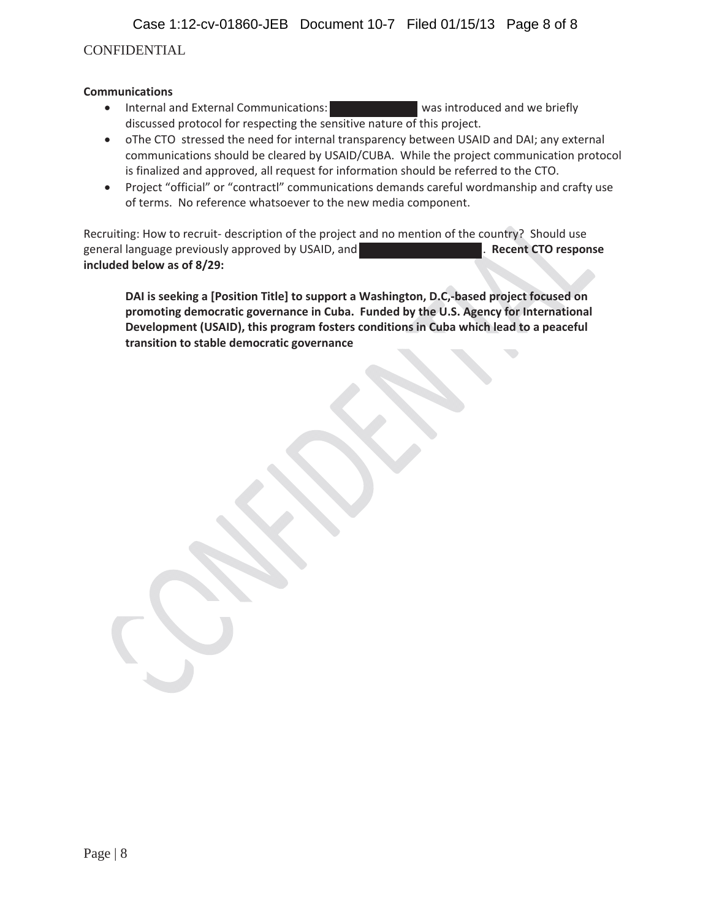CONFIDENTIAL

**Communications**

- Internal and External Communications: [REDACTED] was introduced and we briefly discussed protocol for respecting the sensitive nature of this project.
- oThe CTO stressed the need for internal transparency between USAID and DAI; any external communications should be cleared by USAID/CUBA. While the project communication protocol is finalized and approved, all request for information should be referred to the CTO.
- Project "official" or "contractl" communications demands careful wordmanship and crafty use of terms. No reference whatsoever to the new media component.

Recruiting: How to recruit- description of the project and no mention of the country? Should use general language previously approved by USAID, and [REDACTED]. **Recent CTO response included below as of 8/29:**

> **DAI is seeking a [Position Title] to support a Washington, D.C,-based project focused on promoting democratic governance in Cuba. Funded by the U.S. Agency for International Development (USAID), this program fosters conditions in Cuba which lead to a peaceful transition to stable democratic governance**